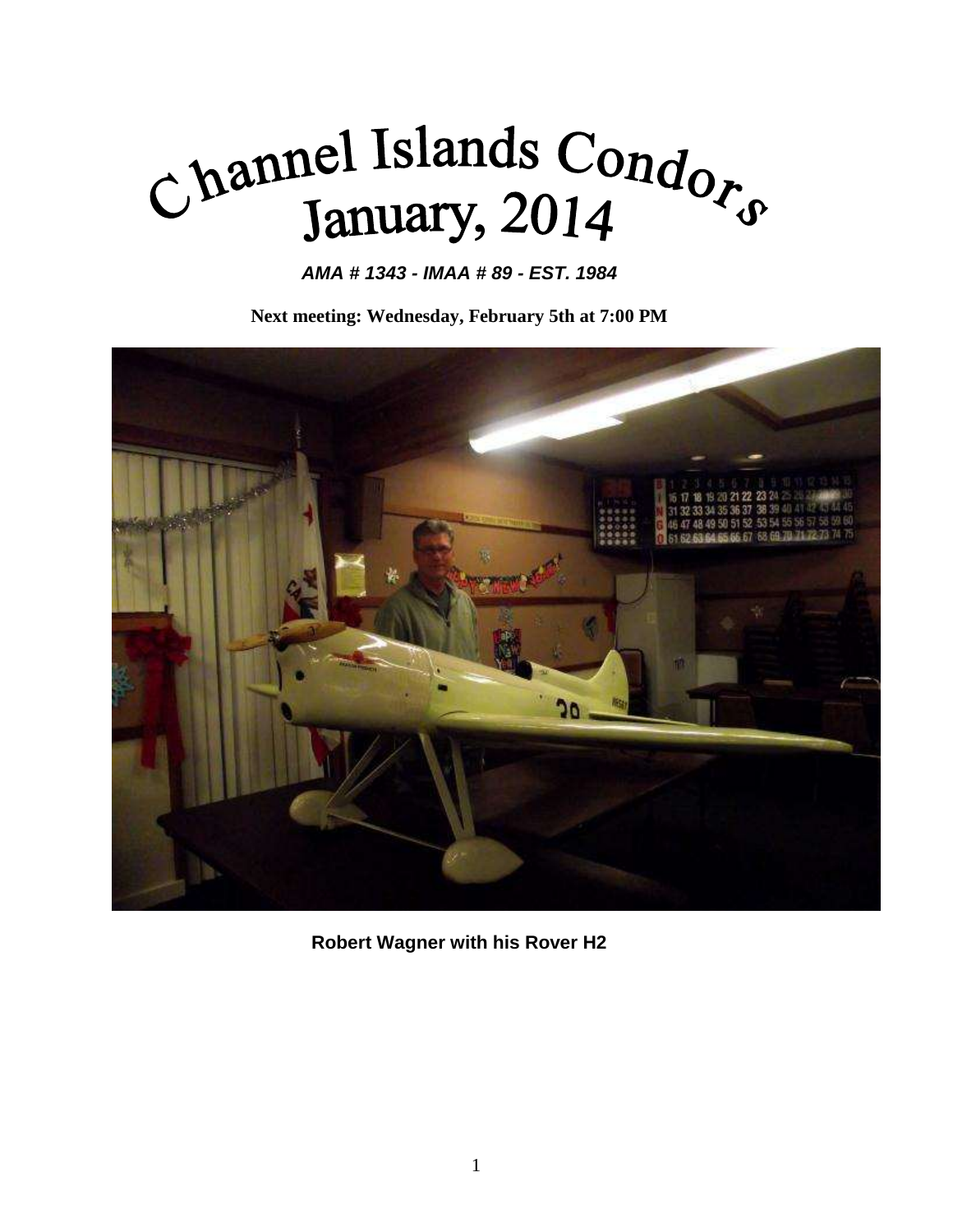# Channel Islands Condors
# January, 2014

***AMA # 1343 - IMAA # 89 - EST. 1984***

**Next meeting: Wednesday, February 5th at 7:00 PM**

**Robert Wagner with his Rover H2**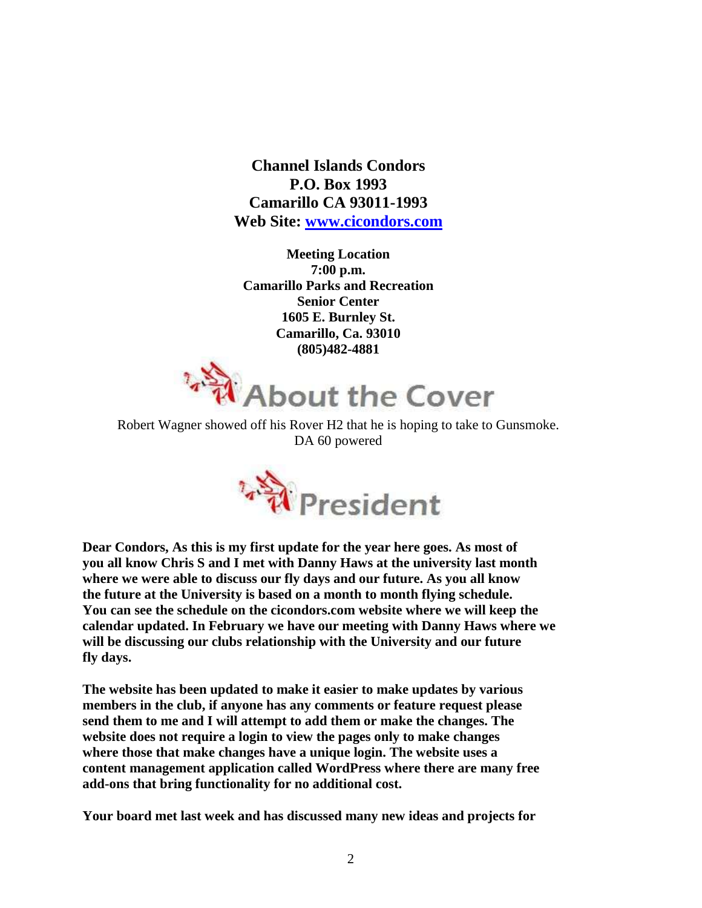**Channel Islands Condors**
**P.O. Box 1993**
**Camarillo CA 93011-1993**
**Web Site: [www.cicondors.com](http://www.cicondors.com)**

**Meeting Location**
**7:00 p.m.**
**Camarillo Parks and Recreation**
**Senior Center**
**1605 E. Burnley St.**
**Camarillo, Ca. 93010**
**(805)482-4881**

## About the Cover

Robert Wagner showed off his Rover H2 that he is hoping to take to Gunsmoke. DA 60 powered

## President

**Dear Condors, As this is my first update for the year here goes. As most of you all know Chris S and I met with Danny Haws at the university last month where we were able to discuss our fly days and our future. As you all know the future at the University is based on a month to month flying schedule. You can see the schedule on the cicondors.com website where we will keep the calendar updated. In February we have our meeting with Danny Haws where we will be discussing our clubs relationship with the University and our future fly days.**

**The website has been updated to make it easier to make updates by various members in the club, if anyone has any comments or feature request please send them to me and I will attempt to add them or make the changes. The website does not require a login to view the pages only to make changes where those that make changes have a unique login. The website uses a content management application called WordPress where there are many free add-ons that bring functionality for no additional cost.**

**Your board met last week and has discussed many new ideas and projects for**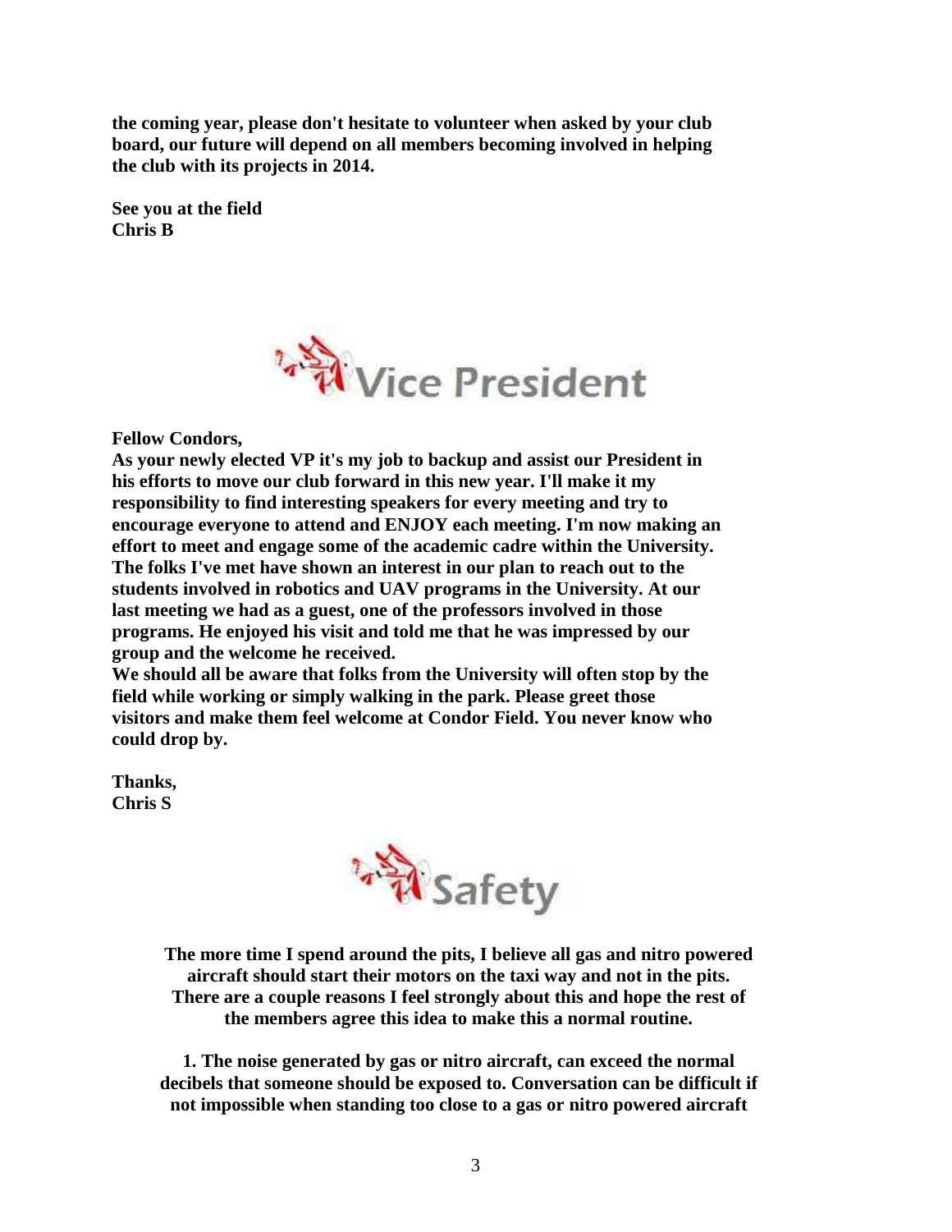**the coming year, please don't hesitate to volunteer when asked by your club board, our future will depend on all members becoming involved in helping the club with its projects in 2014.**

**See you at the field**
**Chris B**

## Vice President

**Fellow Condors,**
**As your newly elected VP it's my job to backup and assist our President in his efforts to move our club forward in this new year. I'll make it my responsibility to find interesting speakers for every meeting and try to encourage everyone to attend and ENJOY each meeting. I'm now making an effort to meet and engage some of the academic cadre within the University. The folks I've met have shown an interest in our plan to reach out to the students involved in robotics and UAV programs in the University. At our last meeting we had as a guest, one of the professors involved in those programs. He enjoyed his visit and told me that he was impressed by our group and the welcome he received.**
**We should all be aware that folks from the University will often stop by the field while working or simply walking in the park. Please greet those visitors and make them feel welcome at Condor Field. You never know who could drop by.**

**Thanks,**
**Chris S**

## Safety

**The more time I spend around the pits, I believe all gas and nitro powered aircraft should start their motors on the taxi way and not in the pits. There are a couple reasons I feel strongly about this and hope the rest of the members agree this idea to make this a normal routine.**

**1. The noise generated by gas or nitro aircraft, can exceed the normal decibels that someone should be exposed to. Conversation can be difficult if not impossible when standing too close to a gas or nitro powered aircraft**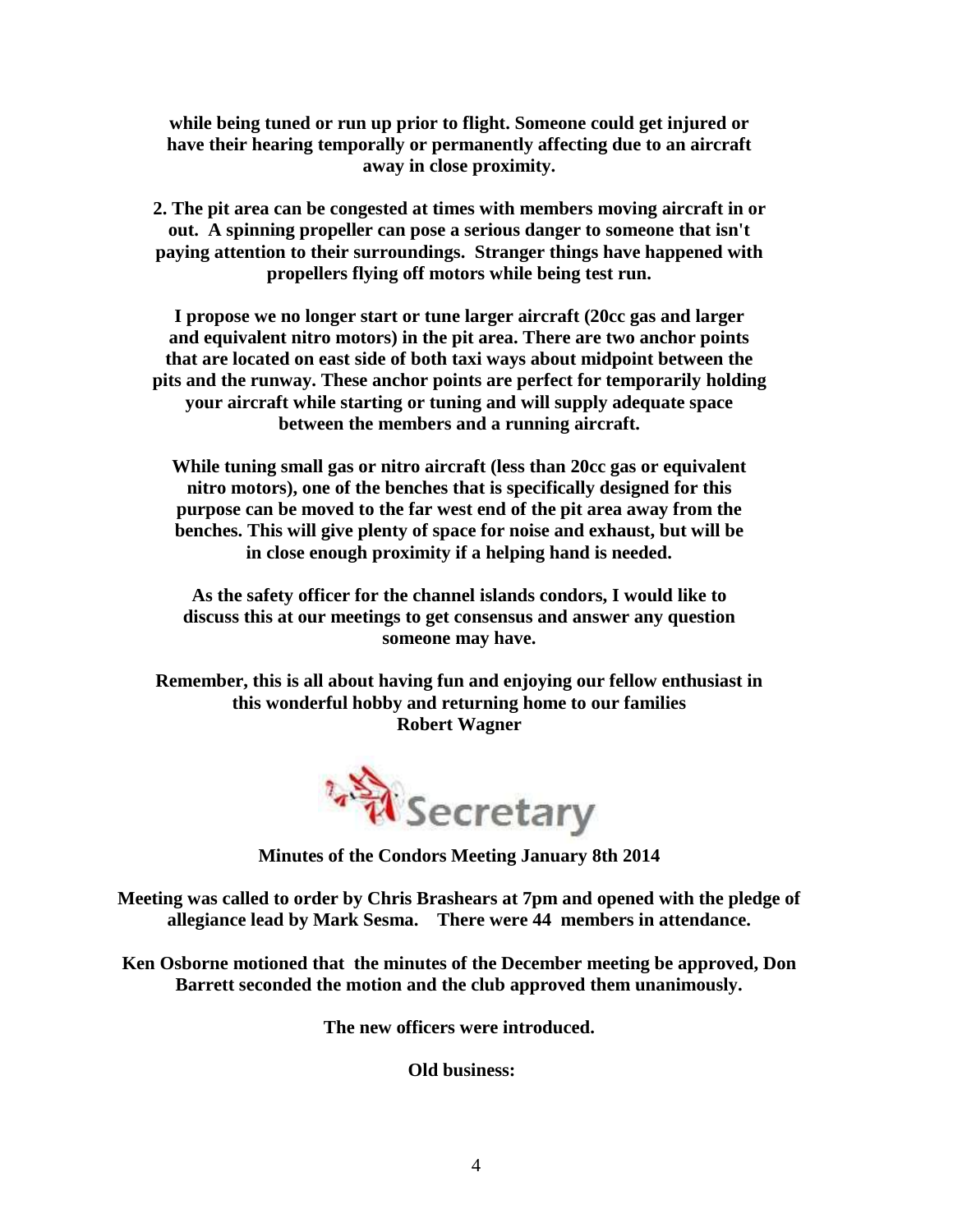**while being tuned or run up prior to flight. Someone could get injured or have their hearing temporally or permanently affecting due to an aircraft away in close proximity.**

**2. The pit area can be congested at times with members moving aircraft in or out. A spinning propeller can pose a serious danger to someone that isn't paying attention to their surroundings. Stranger things have happened with propellers flying off motors while being test run.**

**I propose we no longer start or tune larger aircraft (20cc gas and larger and equivalent nitro motors) in the pit area. There are two anchor points that are located on east side of both taxi ways about midpoint between the pits and the runway. These anchor points are perfect for temporarily holding your aircraft while starting or tuning and will supply adequate space between the members and a running aircraft.**

**While tuning small gas or nitro aircraft (less than 20cc gas or equivalent nitro motors), one of the benches that is specifically designed for this purpose can be moved to the far west end of the pit area away from the benches. This will give plenty of space for noise and exhaust, but will be in close enough proximity if a helping hand is needed.**

**As the safety officer for the channel islands condors, I would like to discuss this at our meetings to get consensus and answer any question someone may have.**

**Remember, this is all about having fun and enjoying our fellow enthusiast in this wonderful hobby and returning home to our families**
**Robert Wagner**

## Secretary

**Minutes of the Condors Meeting January 8th 2014**

**Meeting was called to order by Chris Brashears at 7pm and opened with the pledge of allegiance lead by Mark Sesma. There were 44 members in attendance.**

**Ken Osborne motioned that the minutes of the December meeting be approved, Don Barrett seconded the motion and the club approved them unanimously.**

**The new officers were introduced.**

**Old business:**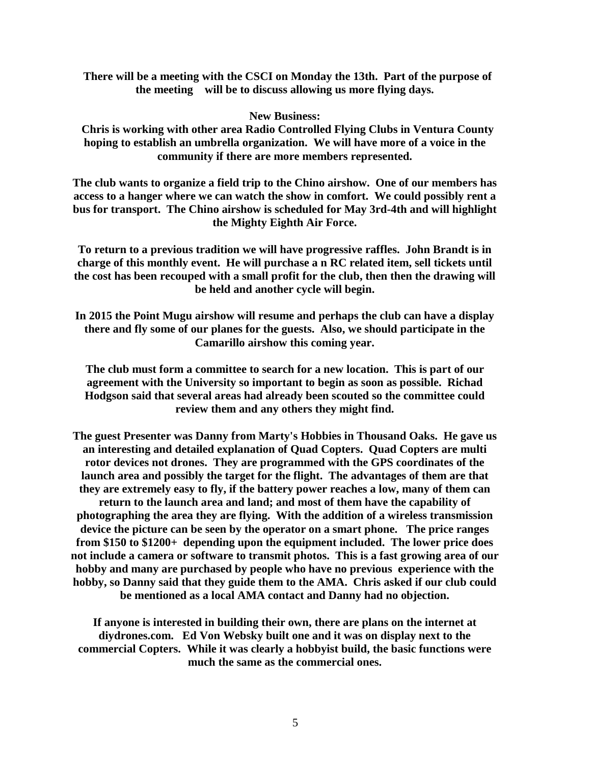**There will be a meeting with the CSCI on Monday the 13th. Part of the purpose of the meeting will be to discuss allowing us more flying days.**

**New Business:**

**Chris is working with other area Radio Controlled Flying Clubs in Ventura County hoping to establish an umbrella organization. We will have more of a voice in the community if there are more members represented.**

**The club wants to organize a field trip to the Chino airshow. One of our members has access to a hanger where we can watch the show in comfort. We could possibly rent a bus for transport. The Chino airshow is scheduled for May 3rd-4th and will highlight the Mighty Eighth Air Force.**

**To return to a previous tradition we will have progressive raffles. John Brandt is in charge of this monthly event. He will purchase a n RC related item, sell tickets until the cost has been recouped with a small profit for the club, then then the drawing will be held and another cycle will begin.**

**In 2015 the Point Mugu airshow will resume and perhaps the club can have a display there and fly some of our planes for the guests. Also, we should participate in the Camarillo airshow this coming year.**

**The club must form a committee to search for a new location. This is part of our agreement with the University so important to begin as soon as possible. Richad Hodgson said that several areas had already been scouted so the committee could review them and any others they might find.**

**The guest Presenter was Danny from Marty's Hobbies in Thousand Oaks. He gave us an interesting and detailed explanation of Quad Copters. Quad Copters are multi rotor devices not drones. They are programmed with the GPS coordinates of the launch area and possibly the target for the flight. The advantages of them are that they are extremely easy to fly, if the battery power reaches a low, many of them can return to the launch area and land; and most of them have the capability of photographing the area they are flying. With the addition of a wireless transmission device the picture can be seen by the operator on a smart phone. The price ranges from $150 to $1200+ depending upon the equipment included. The lower price does not include a camera or software to transmit photos. This is a fast growing area of our hobby and many are purchased by people who have no previous experience with the hobby, so Danny said that they guide them to the AMA. Chris asked if our club could be mentioned as a local AMA contact and Danny had no objection.**

**If anyone is interested in building their own, there are plans on the internet at diydrones.com. Ed Von Websky built one and it was on display next to the commercial Copters. While it was clearly a hobbyist build, the basic functions were much the same as the commercial ones.**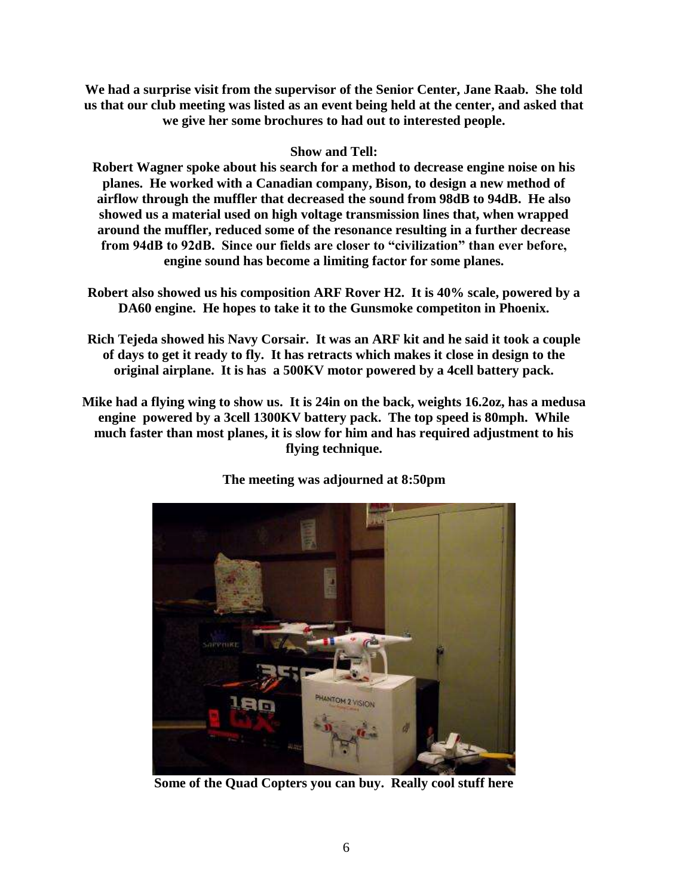**We had a surprise visit from the supervisor of the Senior Center, Jane Raab. She told us that our club meeting was listed as an event being held at the center, and asked that we give her some brochures to had out to interested people.**

**Show and Tell:**

**Robert Wagner spoke about his search for a method to decrease engine noise on his planes. He worked with a Canadian company, Bison, to design a new method of airflow through the muffler that decreased the sound from 98dB to 94dB. He also showed us a material used on high voltage transmission lines that, when wrapped around the muffler, reduced some of the resonance resulting in a further decrease from 94dB to 92dB. Since our fields are closer to "civilization" than ever before, engine sound has become a limiting factor for some planes.**

**Robert also showed us his composition ARF Rover H2. It is 40% scale, powered by a DA60 engine. He hopes to take it to the Gunsmoke competiton in Phoenix.**

**Rich Tejeda showed his Navy Corsair. It was an ARF kit and he said it took a couple of days to get it ready to fly. It has retracts which makes it close in design to the original airplane. It is has a 500KV motor powered by a 4cell battery pack.**

**Mike had a flying wing to show us. It is 24in on the back, weights 16.2oz, has a medusa engine powered by a 3cell 1300KV battery pack. The top speed is 80mph. While much faster than most planes, it is slow for him and has required adjustment to his flying technique.**

**The meeting was adjourned at 8:50pm**

**Some of the Quad Copters you can buy. Really cool stuff here**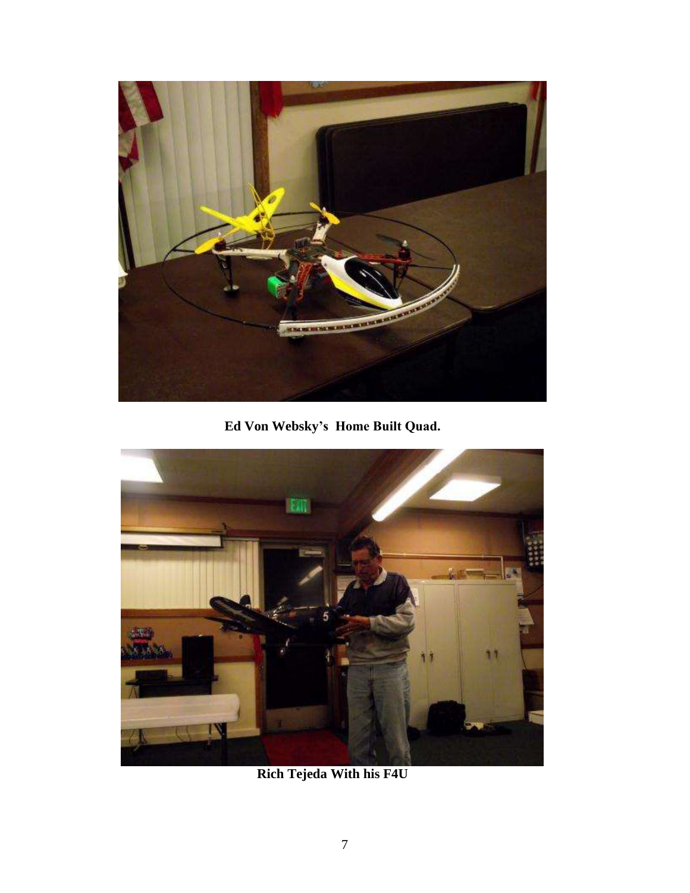**Ed Von Websky's Home Built Quad.**

**Rich Tejeda With his F4U**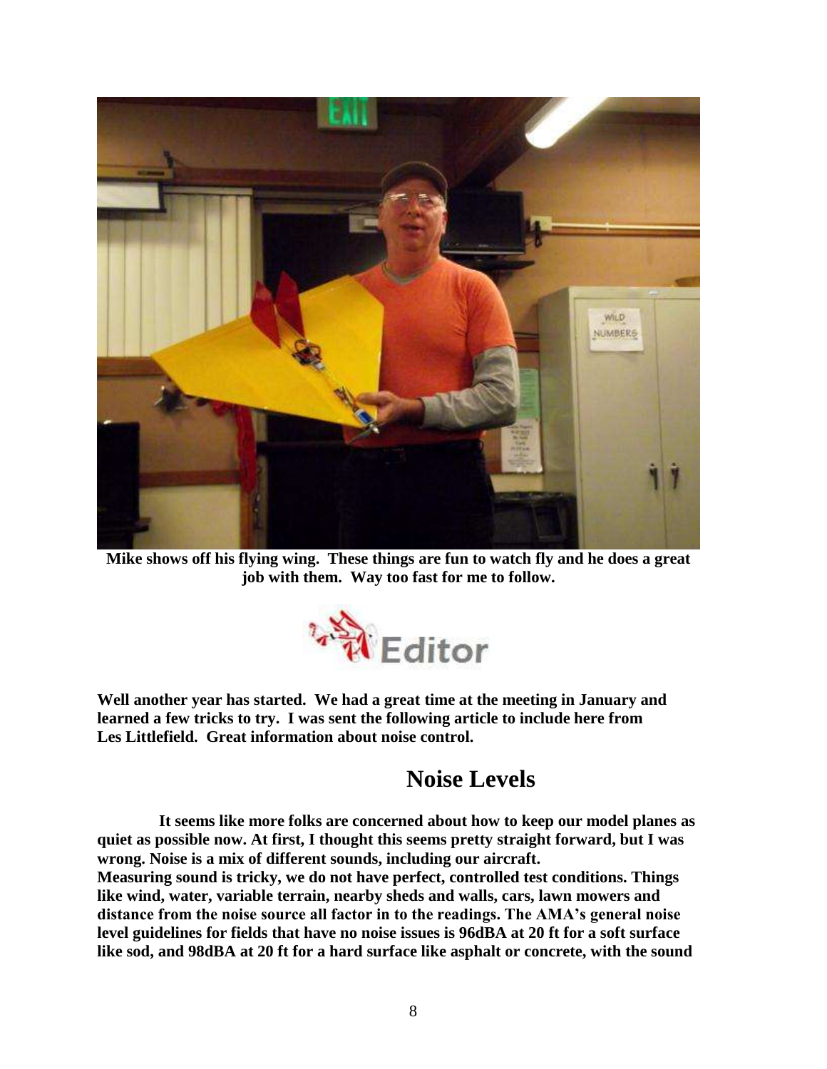**Mike shows off his flying wing. These things are fun to watch fly and he does a great job with them. Way too fast for me to follow.**

## Editor

**Well another year has started. We had a great time at the meeting in January and learned a few tricks to try. I was sent the following article to include here from Les Littlefield. Great information about noise control.**

## Noise Levels

**It seems like more folks are concerned about how to keep our model planes as quiet as possible now. At first, I thought this seems pretty straight forward, but I was wrong. Noise is a mix of different sounds, including our aircraft. Measuring sound is tricky, we do not have perfect, controlled test conditions. Things like wind, water, variable terrain, nearby sheds and walls, cars, lawn mowers and distance from the noise source all factor in to the readings. The AMA's general noise level guidelines for fields that have no noise issues is 96dBA at 20 ft for a soft surface like sod, and 98dBA at 20 ft for a hard surface like asphalt or concrete, with the sound**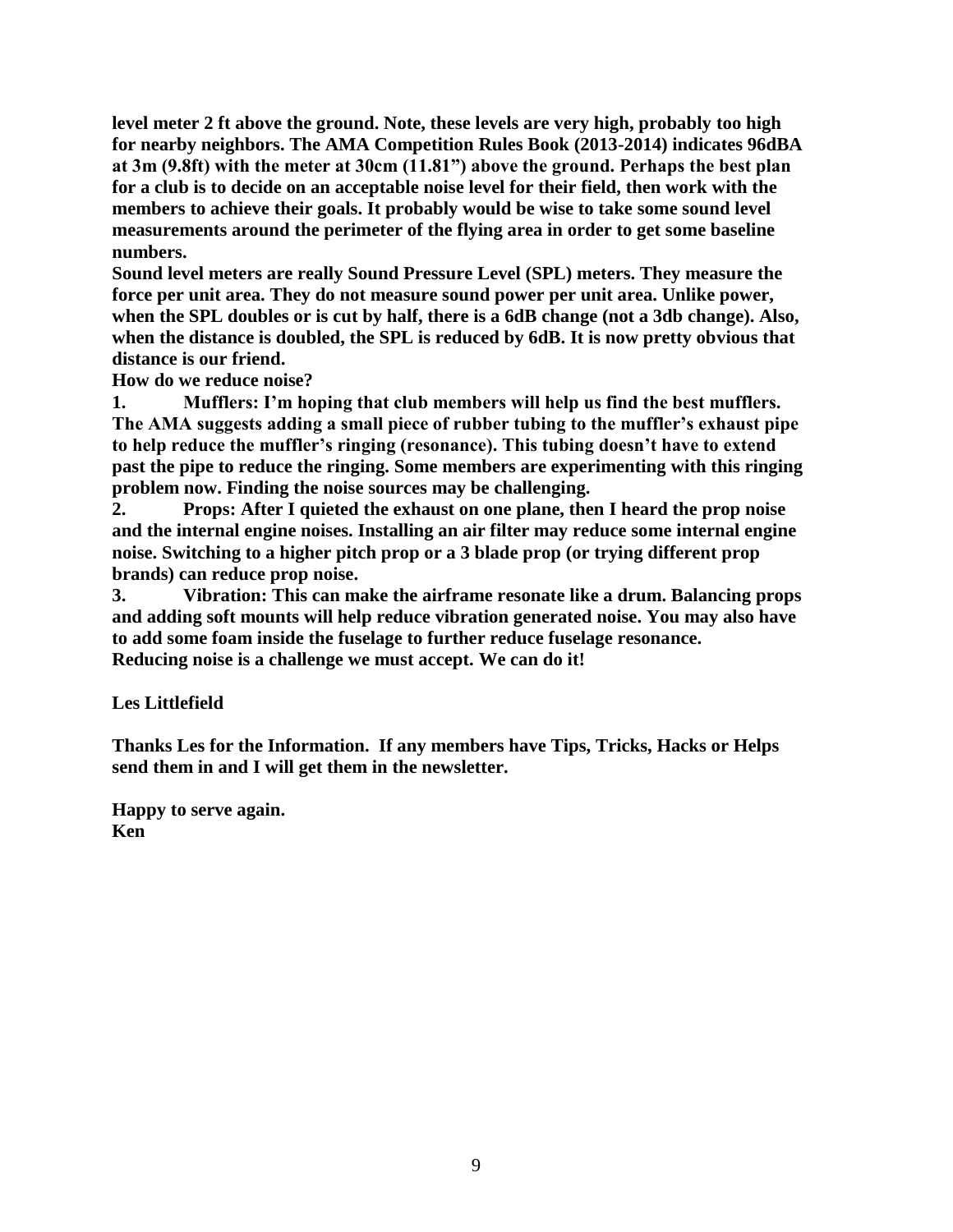**level meter 2 ft above the ground. Note, these levels are very high, probably too high for nearby neighbors. The AMA Competition Rules Book (2013-2014) indicates 96dBA at 3m (9.8ft) with the meter at 30cm (11.81") above the ground. Perhaps the best plan for a club is to decide on an acceptable noise level for their field, then work with the members to achieve their goals. It probably would be wise to take some sound level measurements around the perimeter of the flying area in order to get some baseline numbers.**

**Sound level meters are really Sound Pressure Level (SPL) meters. They measure the force per unit area. They do not measure sound power per unit area. Unlike power, when the SPL doubles or is cut by half, there is a 6dB change (not a 3db change). Also, when the distance is doubled, the SPL is reduced by 6dB. It is now pretty obvious that distance is our friend.**

**How do we reduce noise?**

1. **Mufflers: I'm hoping that club members will help us find the best mufflers. The AMA suggests adding a small piece of rubber tubing to the muffler's exhaust pipe to help reduce the muffler's ringing (resonance). This tubing doesn't have to extend past the pipe to reduce the ringing. Some members are experimenting with this ringing problem now. Finding the noise sources may be challenging.**
2. **Props: After I quieted the exhaust on one plane, then I heard the prop noise and the internal engine noises. Installing an air filter may reduce some internal engine noise. Switching to a higher pitch prop or a 3 blade prop (or trying different prop brands) can reduce prop noise.**
3. **Vibration: This can make the airframe resonate like a drum. Balancing props and adding soft mounts will help reduce vibration generated noise. You may also have to add some foam inside the fuselage to further reduce fuselage resonance.**

**Reducing noise is a challenge we must accept. We can do it!**

**Les Littlefield**

**Thanks Les for the Information. If any members have Tips, Tricks, Hacks or Helps send them in and I will get them in the newsletter.**

**Happy to serve again.**
**Ken**